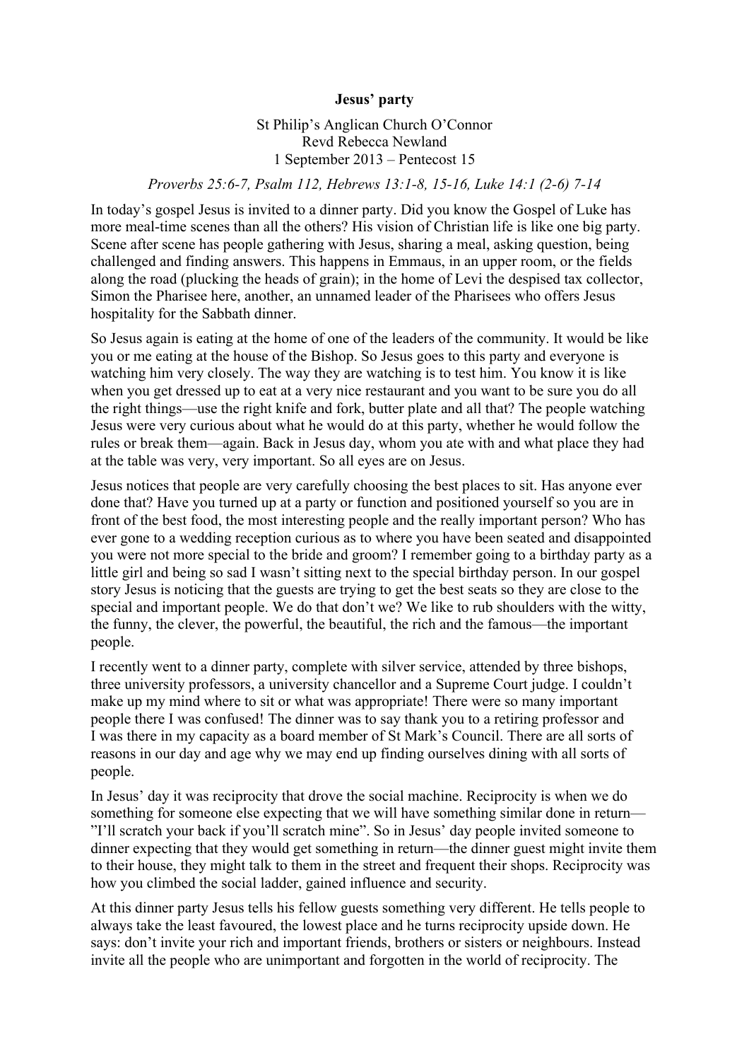**Jesus' party**

St Philip's Anglican Church O'Connor
Revd Rebecca Newland
1 September 2013 – Pentecost 15

*Proverbs 25:6-7, Psalm 112, Hebrews 13:1-8, 15-16, Luke 14:1 (2-6) 7-14*

In today's gospel Jesus is invited to a dinner party. Did you know the Gospel of Luke has more meal-time scenes than all the others? His vision of Christian life is like one big party. Scene after scene has people gathering with Jesus, sharing a meal, asking question, being challenged and finding answers. This happens in Emmaus, in an upper room, or the fields along the road (plucking the heads of grain); in the home of Levi the despised tax collector, Simon the Pharisee here, another, an unnamed leader of the Pharisees who offers Jesus hospitality for the Sabbath dinner.

So Jesus again is eating at the home of one of the leaders of the community. It would be like you or me eating at the house of the Bishop. So Jesus goes to this party and everyone is watching him very closely. The way they are watching is to test him. You know it is like when you get dressed up to eat at a very nice restaurant and you want to be sure you do all the right things—use the right knife and fork, butter plate and all that? The people watching Jesus were very curious about what he would do at this party, whether he would follow the rules or break them—again. Back in Jesus day, whom you ate with and what place they had at the table was very, very important. So all eyes are on Jesus.

Jesus notices that people are very carefully choosing the best places to sit. Has anyone ever done that? Have you turned up at a party or function and positioned yourself so you are in front of the best food, the most interesting people and the really important person? Who has ever gone to a wedding reception curious as to where you have been seated and disappointed you were not more special to the bride and groom? I remember going to a birthday party as a little girl and being so sad I wasn't sitting next to the special birthday person. In our gospel story Jesus is noticing that the guests are trying to get the best seats so they are close to the special and important people. We do that don't we? We like to rub shoulders with the witty, the funny, the clever, the powerful, the beautiful, the rich and the famous—the important people.

I recently went to a dinner party, complete with silver service, attended by three bishops, three university professors, a university chancellor and a Supreme Court judge. I couldn't make up my mind where to sit or what was appropriate! There were so many important people there I was confused! The dinner was to say thank you to a retiring professor and I was there in my capacity as a board member of St Mark's Council. There are all sorts of reasons in our day and age why we may end up finding ourselves dining with all sorts of people.

In Jesus' day it was reciprocity that drove the social machine. Reciprocity is when we do something for someone else expecting that we will have something similar done in return—"I'll scratch your back if you'll scratch mine". So in Jesus' day people invited someone to dinner expecting that they would get something in return—the dinner guest might invite them to their house, they might talk to them in the street and frequent their shops. Reciprocity was how you climbed the social ladder, gained influence and security.

At this dinner party Jesus tells his fellow guests something very different. He tells people to always take the least favoured, the lowest place and he turns reciprocity upside down. He says: don't invite your rich and important friends, brothers or sisters or neighbours. Instead invite all the people who are unimportant and forgotten in the world of reciprocity. The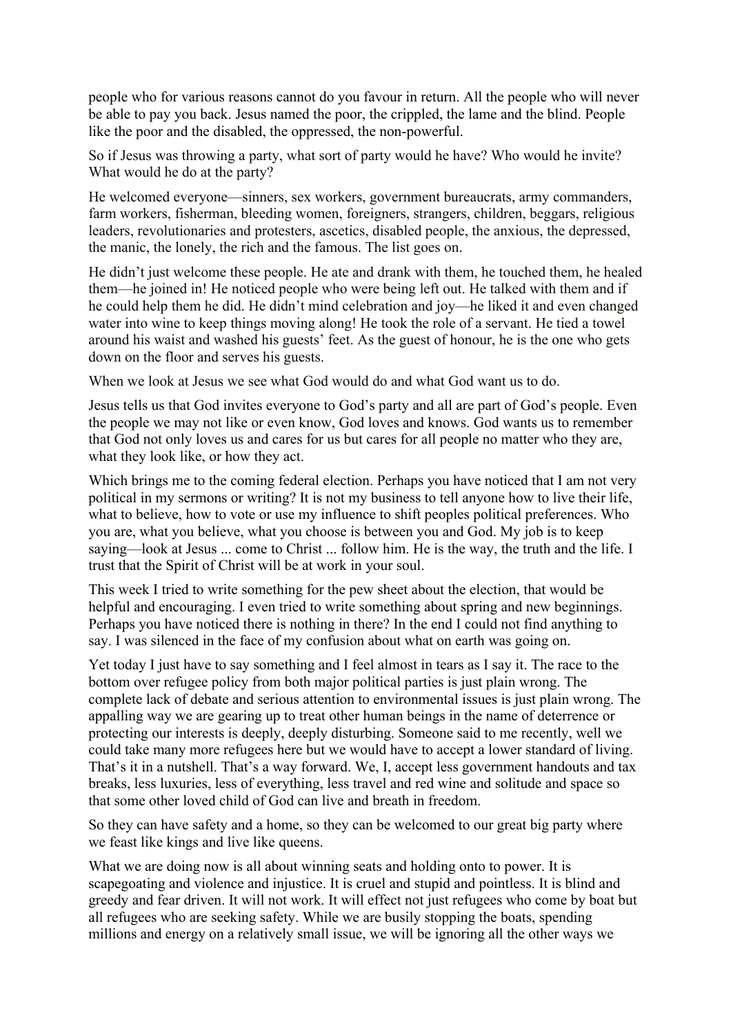people who for various reasons cannot do you favour in return. All the people who will never be able to pay you back. Jesus named the poor, the crippled, the lame and the blind. People like the poor and the disabled, the oppressed, the non-powerful.

So if Jesus was throwing a party, what sort of party would he have? Who would he invite? What would he do at the party?

He welcomed everyone—sinners, sex workers, government bureaucrats, army commanders, farm workers, fisherman, bleeding women, foreigners, strangers, children, beggars, religious leaders, revolutionaries and protesters, ascetics, disabled people, the anxious, the depressed, the manic, the lonely, the rich and the famous. The list goes on.

He didn't just welcome these people. He ate and drank with them, he touched them, he healed them—he joined in! He noticed people who were being left out. He talked with them and if he could help them he did. He didn't mind celebration and joy—he liked it and even changed water into wine to keep things moving along! He took the role of a servant. He tied a towel around his waist and washed his guests' feet. As the guest of honour, he is the one who gets down on the floor and serves his guests.

When we look at Jesus we see what God would do and what God want us to do.

Jesus tells us that God invites everyone to God's party and all are part of God's people. Even the people we may not like or even know, God loves and knows. God wants us to remember that God not only loves us and cares for us but cares for all people no matter who they are, what they look like, or how they act.

Which brings me to the coming federal election. Perhaps you have noticed that I am not very political in my sermons or writing? It is not my business to tell anyone how to live their life, what to believe, how to vote or use my influence to shift peoples political preferences. Who you are, what you believe, what you choose is between you and God. My job is to keep saying—look at Jesus ... come to Christ ... follow him. He is the way, the truth and the life. I trust that the Spirit of Christ will be at work in your soul.

This week I tried to write something for the pew sheet about the election, that would be helpful and encouraging. I even tried to write something about spring and new beginnings. Perhaps you have noticed there is nothing in there? In the end I could not find anything to say. I was silenced in the face of my confusion about what on earth was going on.

Yet today I just have to say something and I feel almost in tears as I say it. The race to the bottom over refugee policy from both major political parties is just plain wrong. The complete lack of debate and serious attention to environmental issues is just plain wrong. The appalling way we are gearing up to treat other human beings in the name of deterrence or protecting our interests is deeply, deeply disturbing. Someone said to me recently, well we could take many more refugees here but we would have to accept a lower standard of living. That's it in a nutshell. That's a way forward. We, I, accept less government handouts and tax breaks, less luxuries, less of everything, less travel and red wine and solitude and space so that some other loved child of God can live and breath in freedom.

So they can have safety and a home, so they can be welcomed to our great big party where we feast like kings and live like queens.

What we are doing now is all about winning seats and holding onto to power. It is scapegoating and violence and injustice. It is cruel and stupid and pointless. It is blind and greedy and fear driven. It will not work. It will effect not just refugees who come by boat but all refugees who are seeking safety. While we are busily stopping the boats, spending millions and energy on a relatively small issue, we will be ignoring all the other ways we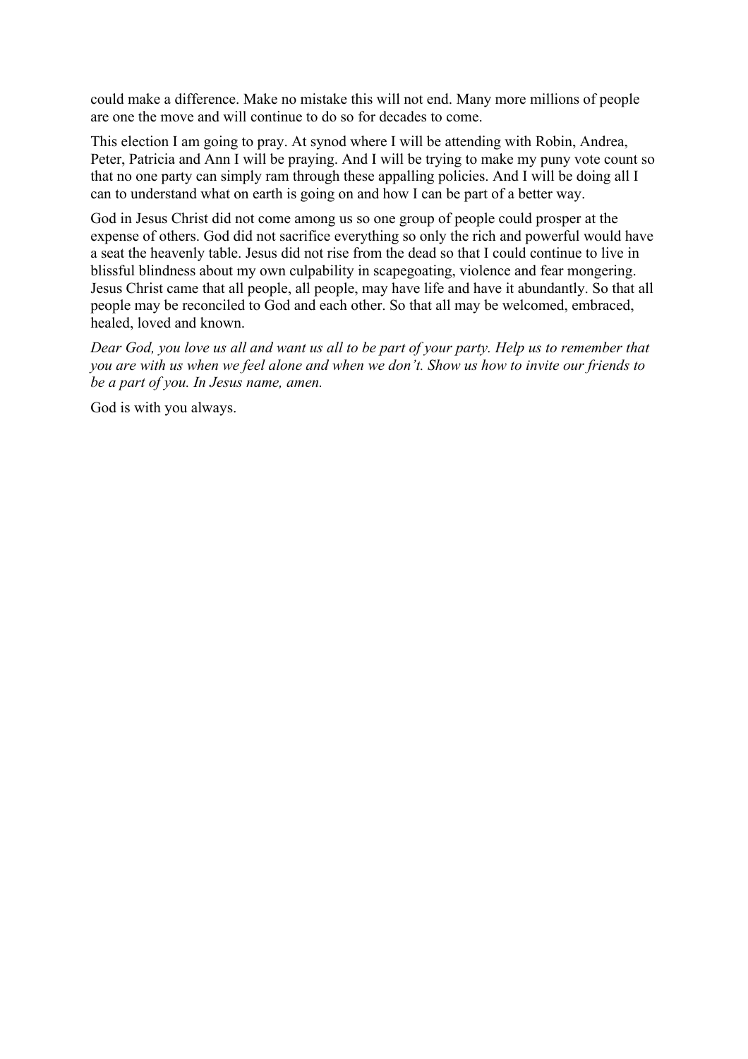could make a difference. Make no mistake this will not end. Many more millions of people are one the move and will continue to do so for decades to come.

This election I am going to pray. At synod where I will be attending with Robin, Andrea, Peter, Patricia and Ann I will be praying. And I will be trying to make my puny vote count so that no one party can simply ram through these appalling policies. And I will be doing all I can to understand what on earth is going on and how I can be part of a better way.

God in Jesus Christ did not come among us so one group of people could prosper at the expense of others. God did not sacrifice everything so only the rich and powerful would have a seat the heavenly table. Jesus did not rise from the dead so that I could continue to live in blissful blindness about my own culpability in scapegoating, violence and fear mongering. Jesus Christ came that all people, all people, may have life and have it abundantly. So that all people may be reconciled to God and each other. So that all may be welcomed, embraced, healed, loved and known.

*Dear God, you love us all and want us all to be part of your party. Help us to remember that you are with us when we feel alone and when we don't. Show us how to invite our friends to be a part of you. In Jesus name, amen.*

God is with you always.